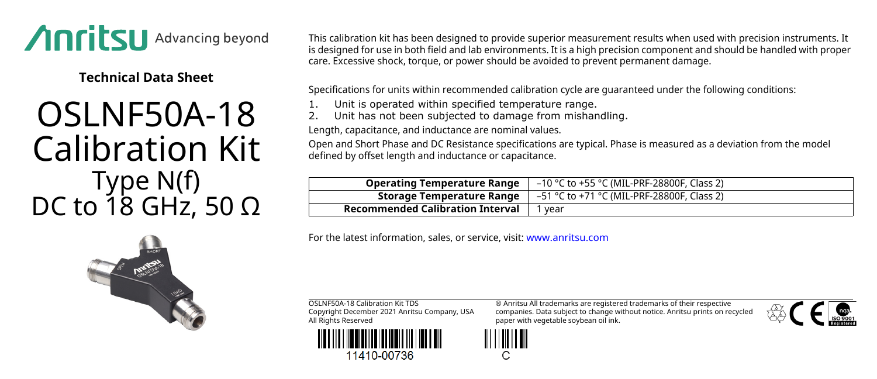Anritsu Advancing beyond

**Technical Data Sheet**

# OSLNF50A-18 Calibration Kit

## Type N(f)
## DC to 18 GHz, 50 Ω

This calibration kit has been designed to provide superior measurement results when used with precision instruments. It is designed for use in both field and lab environments. It is a high precision component and should be handled with proper care. Excessive shock, torque, or power should be avoided to prevent permanent damage.

Specifications for units within recommended calibration cycle are guaranteed under the following conditions:

1. Unit is operated within specified temperature range.
2. Unit has not been subjected to damage from mishandling.

Length, capacitance, and inductance are nominal values.

Open and Short Phase and DC Resistance specifications are typical. Phase is measured as a deviation from the model defined by offset length and inductance or capacitance.

| | |
|---|---|
| **Operating Temperature Range** | –10 °C to +55 °C (MIL-PRF-28800F, Class 2) |
| **Storage Temperature Range** | –51 °C to +71 °C (MIL-PRF-28800F, Class 2) |
| **Recommended Calibration Interval** | 1 year |

For the latest information, sales, or service, visit: www.anritsu.com

OSLNF50A-18 Calibration Kit TDS
Copyright December 2021 Anritsu Company, USA
All Rights Reserved

® Anritsu All trademarks are registered trademarks of their respective companies. Data subject to change without notice. Anritsu prints on recycled paper with vegetable soybean oil ink.

11410-00736

C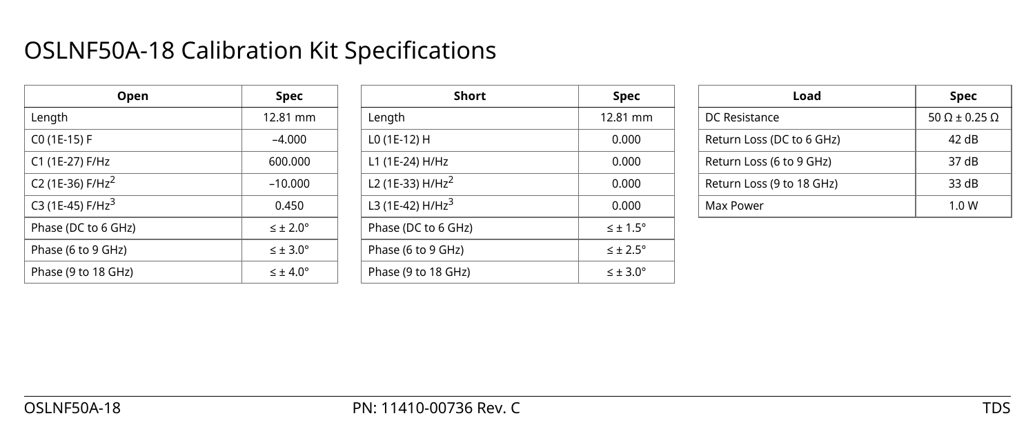# OSLNF50A-18 Calibration Kit Specifications

| Open | Spec |
|---|---|
| Length | 12.81 mm |
| C0 (1E-15) F | –4.000 |
| C1 (1E-27) F/Hz | 600.000 |
| C2 (1E-36) F/Hz$^2$ | –10.000 |
| C3 (1E-45) F/Hz$^3$ | 0.450 |
| Phase (DC to 6 GHz) | ≤ ± 2.0° |
| Phase (6 to 9 GHz) | ≤ ± 3.0° |
| Phase (9 to 18 GHz) | ≤ ± 4.0° |

| Short | Spec |
|---|---|
| Length | 12.81 mm |
| L0 (1E-12) H | 0.000 |
| L1 (1E-24) H/Hz | 0.000 |
| L2 (1E-33) H/Hz$^2$ | 0.000 |
| L3 (1E-42) H/Hz$^3$ | 0.000 |
| Phase (DC to 6 GHz) | ≤ ± 1.5° |
| Phase (6 to 9 GHz) | ≤ ± 2.5° |
| Phase (9 to 18 GHz) | ≤ ± 3.0° |

| Load | Spec |
|---|---|
| DC Resistance | 50 Ω ± 0.25 Ω |
| Return Loss (DC to 6 GHz) | 42 dB |
| Return Loss (6 to 9 GHz) | 37 dB |
| Return Loss (9 to 18 GHz) | 33 dB |
| Max Power | 1.0 W |